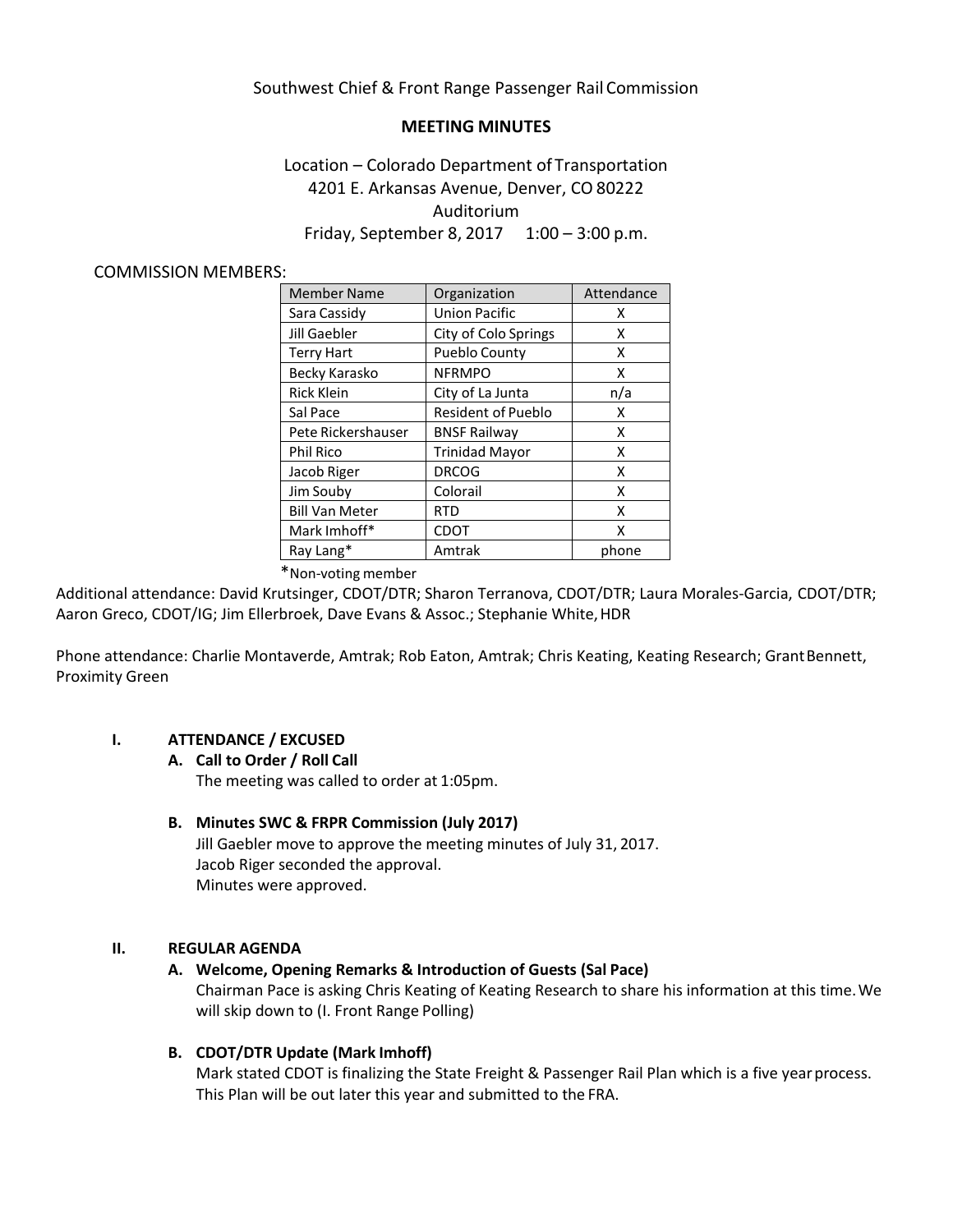Southwest Chief & Front Range Passenger Rail Commission

**MEETING MINUTES**

Location – Colorado Department of Transportation
4201 E. Arkansas Avenue, Denver, CO 80222
Auditorium
Friday, September 8, 2017 1:00 – 3:00 p.m.

COMMISSION MEMBERS:

| Member Name | Organization | Attendance |
|---|---|---|
| Sara Cassidy | Union Pacific | X |
| Jill Gaebler | City of Colo Springs | X |
| Terry Hart | Pueblo County | X |
| Becky Karasko | NFRMPO | X |
| Rick Klein | City of La Junta | n/a |
| Sal Pace | Resident of Pueblo | X |
| Pete Rickershauser | BNSF Railway | X |
| Phil Rico | Trinidad Mayor | X |
| Jacob Riger | DRCOG | X |
| Jim Souby | Colorail | X |
| Bill Van Meter | RTD | X |
| Mark Imhoff* | CDOT | X |
| Ray Lang* | Amtrak | phone |

*Non-voting member

Additional attendance: David Krutsinger, CDOT/DTR; Sharon Terranova, CDOT/DTR; Laura Morales-Garcia, CDOT/DTR; Aaron Greco, CDOT/IG; Jim Ellerbroek, Dave Evans & Assoc.; Stephanie White, HDR

Phone attendance: Charlie Montaverde, Amtrak; Rob Eaton, Amtrak; Chris Keating, Keating Research; Grant Bennett, Proximity Green

## I. ATTENDANCE / EXCUSED

### A. Call to Order / Roll Call

The meeting was called to order at 1:05pm.

### B. Minutes SWC & FRPR Commission (July 2017)

Jill Gaebler move to approve the meeting minutes of July 31, 2017.
Jacob Riger seconded the approval.
Minutes were approved.

## II. REGULAR AGENDA

### A. Welcome, Opening Remarks & Introduction of Guests (Sal Pace)

Chairman Pace is asking Chris Keating of Keating Research to share his information at this time. We will skip down to (I. Front Range Polling)

### B. CDOT/DTR Update (Mark Imhoff)

Mark stated CDOT is finalizing the State Freight & Passenger Rail Plan which is a five year process. This Plan will be out later this year and submitted to the FRA.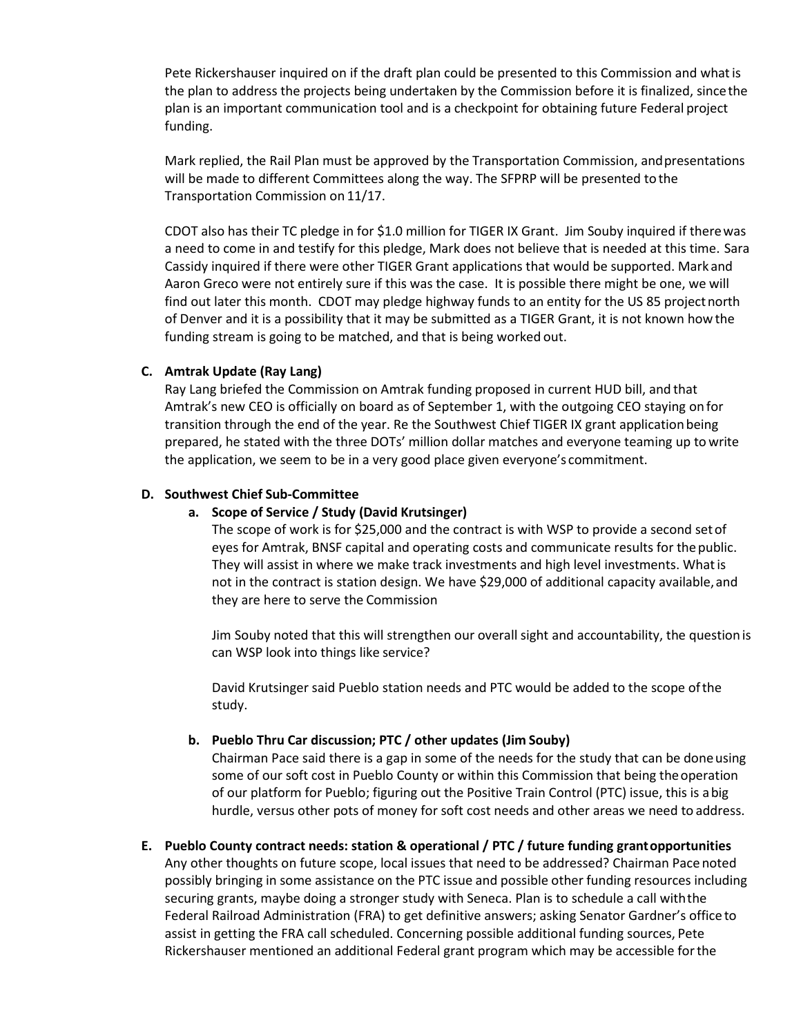Pete Rickershauser inquired on if the draft plan could be presented to this Commission and what is the plan to address the projects being undertaken by the Commission before it is finalized, since the plan is an important communication tool and is a checkpoint for obtaining future Federal project funding.

Mark replied, the Rail Plan must be approved by the Transportation Commission, and presentations will be made to different Committees along the way. The SFPRP will be presented to the Transportation Commission on 11/17.

CDOT also has their TC pledge in for $1.0 million for TIGER IX Grant. Jim Souby inquired if there was a need to come in and testify for this pledge, Mark does not believe that is needed at this time. Sara Cassidy inquired if there were other TIGER Grant applications that would be supported. Mark and Aaron Greco were not entirely sure if this was the case. It is possible there might be one, we will find out later this month. CDOT may pledge highway funds to an entity for the US 85 project north of Denver and it is a possibility that it may be submitted as a TIGER Grant, it is not known how the funding stream is going to be matched, and that is being worked out.

**C. Amtrak Update (Ray Lang)**

Ray Lang briefed the Commission on Amtrak funding proposed in current HUD bill, and that Amtrak's new CEO is officially on board as of September 1, with the outgoing CEO staying on for transition through the end of the year. Re the Southwest Chief TIGER IX grant application being prepared, he stated with the three DOTs' million dollar matches and everyone teaming up to write the application, we seem to be in a very good place given everyone's commitment.

**D. Southwest Chief Sub-Committee**

**a. Scope of Service / Study (David Krutsinger)**

The scope of work is for $25,000 and the contract is with WSP to provide a second set of eyes for Amtrak, BNSF capital and operating costs and communicate results for the public. They will assist in where we make track investments and high level investments. What is not in the contract is station design. We have $29,000 of additional capacity available, and they are here to serve the Commission

Jim Souby noted that this will strengthen our overall sight and accountability, the question is can WSP look into things like service?

David Krutsinger said Pueblo station needs and PTC would be added to the scope of the study.

**b. Pueblo Thru Car discussion; PTC / other updates (Jim Souby)**

Chairman Pace said there is a gap in some of the needs for the study that can be done using some of our soft cost in Pueblo County or within this Commission that being the operation of our platform for Pueblo; figuring out the Positive Train Control (PTC) issue, this is a big hurdle, versus other pots of money for soft cost needs and other areas we need to address.

**E. Pueblo County contract needs: station & operational / PTC / future funding grant opportunities**

Any other thoughts on future scope, local issues that need to be addressed? Chairman Pace noted possibly bringing in some assistance on the PTC issue and possible other funding resources including securing grants, maybe doing a stronger study with Seneca. Plan is to schedule a call with the Federal Railroad Administration (FRA) to get definitive answers; asking Senator Gardner's office to assist in getting the FRA call scheduled. Concerning possible additional funding sources, Pete Rickershauser mentioned an additional Federal grant program which may be accessible for the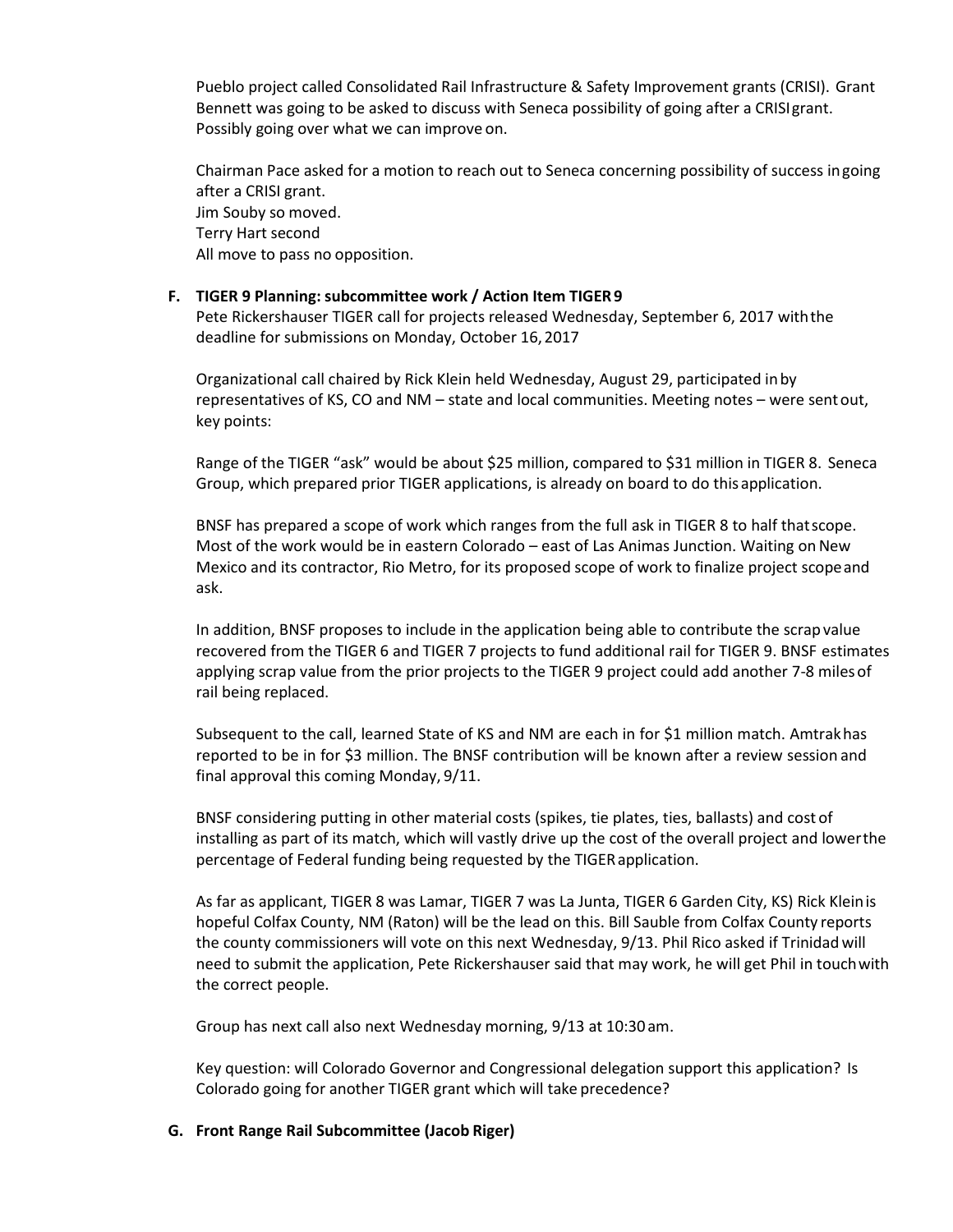Pueblo project called Consolidated Rail Infrastructure & Safety Improvement grants (CRISI). Grant Bennett was going to be asked to discuss with Seneca possibility of going after a CRISI grant. Possibly going over what we can improve on.

Chairman Pace asked for a motion to reach out to Seneca concerning possibility of success in going after a CRISI grant.
Jim Souby so moved.
Terry Hart second
All move to pass no opposition.

**F. TIGER 9 Planning: subcommittee work / Action Item TIGER 9**

Pete Rickershauser TIGER call for projects released Wednesday, September 6, 2017 with the deadline for submissions on Monday, October 16, 2017

Organizational call chaired by Rick Klein held Wednesday, August 29, participated in by representatives of KS, CO and NM – state and local communities. Meeting notes – were sent out, key points:

Range of the TIGER "ask" would be about $25 million, compared to $31 million in TIGER 8. Seneca Group, which prepared prior TIGER applications, is already on board to do this application.

BNSF has prepared a scope of work which ranges from the full ask in TIGER 8 to half that scope. Most of the work would be in eastern Colorado – east of Las Animas Junction. Waiting on New Mexico and its contractor, Rio Metro, for its proposed scope of work to finalize project scope and ask.

In addition, BNSF proposes to include in the application being able to contribute the scrap value recovered from the TIGER 6 and TIGER 7 projects to fund additional rail for TIGER 9. BNSF estimates applying scrap value from the prior projects to the TIGER 9 project could add another 7-8 miles of rail being replaced.

Subsequent to the call, learned State of KS and NM are each in for $1 million match. Amtrak has reported to be in for $3 million. The BNSF contribution will be known after a review session and final approval this coming Monday, 9/11.

BNSF considering putting in other material costs (spikes, tie plates, ties, ballasts) and cost of installing as part of its match, which will vastly drive up the cost of the overall project and lower the percentage of Federal funding being requested by the TIGER application.

As far as applicant, TIGER 8 was Lamar, TIGER 7 was La Junta, TIGER 6 Garden City, KS) Rick Klein is hopeful Colfax County, NM (Raton) will be the lead on this. Bill Sauble from Colfax County reports the county commissioners will vote on this next Wednesday, 9/13. Phil Rico asked if Trinidad will need to submit the application, Pete Rickershauser said that may work, he will get Phil in touch with the correct people.

Group has next call also next Wednesday morning, 9/13 at 10:30 am.

Key question: will Colorado Governor and Congressional delegation support this application? Is Colorado going for another TIGER grant which will take precedence?

**G. Front Range Rail Subcommittee (Jacob Riger)**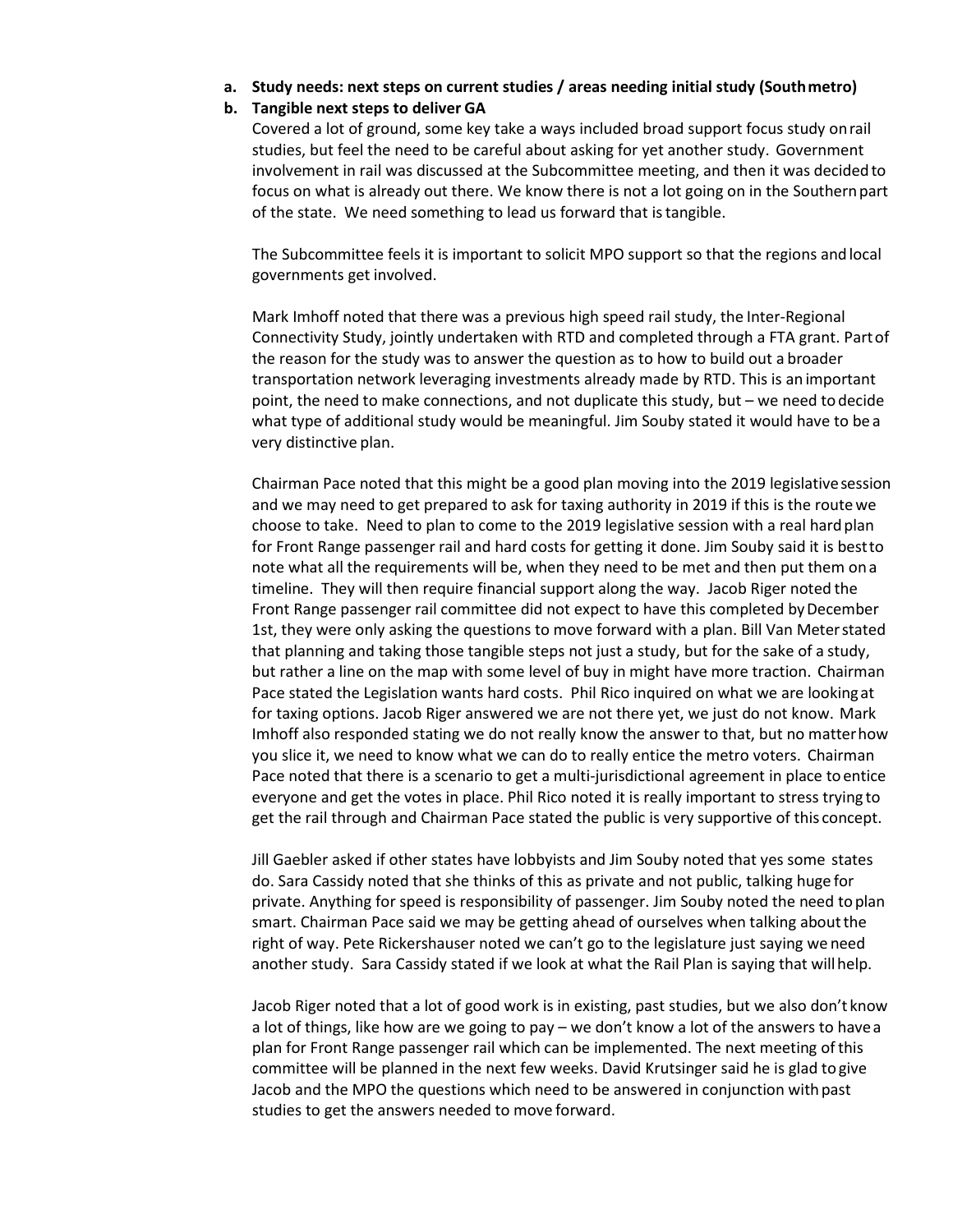**a. Study needs: next steps on current studies / areas needing initial study (South metro)**

**b. Tangible next steps to deliver GA**

Covered a lot of ground, some key take a ways included broad support focus study on rail studies, but feel the need to be careful about asking for yet another study. Government involvement in rail was discussed at the Subcommittee meeting, and then it was decided to focus on what is already out there. We know there is not a lot going on in the Southern part of the state. We need something to lead us forward that is tangible.

The Subcommittee feels it is important to solicit MPO support so that the regions and local governments get involved.

Mark Imhoff noted that there was a previous high speed rail study, the Inter-Regional Connectivity Study, jointly undertaken with RTD and completed through a FTA grant. Part of the reason for the study was to answer the question as to how to build out a broader transportation network leveraging investments already made by RTD. This is an important point, the need to make connections, and not duplicate this study, but – we need to decide what type of additional study would be meaningful. Jim Souby stated it would have to be a very distinctive plan.

Chairman Pace noted that this might be a good plan moving into the 2019 legislative session and we may need to get prepared to ask for taxing authority in 2019 if this is the route we choose to take. Need to plan to come to the 2019 legislative session with a real hard plan for Front Range passenger rail and hard costs for getting it done. Jim Souby said it is best to note what all the requirements will be, when they need to be met and then put them on a timeline. They will then require financial support along the way. Jacob Riger noted the Front Range passenger rail committee did not expect to have this completed by December 1st, they were only asking the questions to move forward with a plan. Bill Van Meter stated that planning and taking those tangible steps not just a study, but for the sake of a study, but rather a line on the map with some level of buy in might have more traction. Chairman Pace stated the Legislation wants hard costs. Phil Rico inquired on what we are looking at for taxing options. Jacob Riger answered we are not there yet, we just do not know. Mark Imhoff also responded stating we do not really know the answer to that, but no matter how you slice it, we need to know what we can do to really entice the metro voters. Chairman Pace noted that there is a scenario to get a multi-jurisdictional agreement in place to entice everyone and get the votes in place. Phil Rico noted it is really important to stress trying to get the rail through and Chairman Pace stated the public is very supportive of this concept.

Jill Gaebler asked if other states have lobbyists and Jim Souby noted that yes some states do. Sara Cassidy noted that she thinks of this as private and not public, talking huge for private. Anything for speed is responsibility of passenger. Jim Souby noted the need to plan smart. Chairman Pace said we may be getting ahead of ourselves when talking about the right of way. Pete Rickershauser noted we can't go to the legislature just saying we need another study. Sara Cassidy stated if we look at what the Rail Plan is saying that will help.

Jacob Riger noted that a lot of good work is in existing, past studies, but we also don't know a lot of things, like how are we going to pay – we don't know a lot of the answers to have a plan for Front Range passenger rail which can be implemented. The next meeting of this committee will be planned in the next few weeks. David Krutsinger said he is glad to give Jacob and the MPO the questions which need to be answered in conjunction with past studies to get the answers needed to move forward.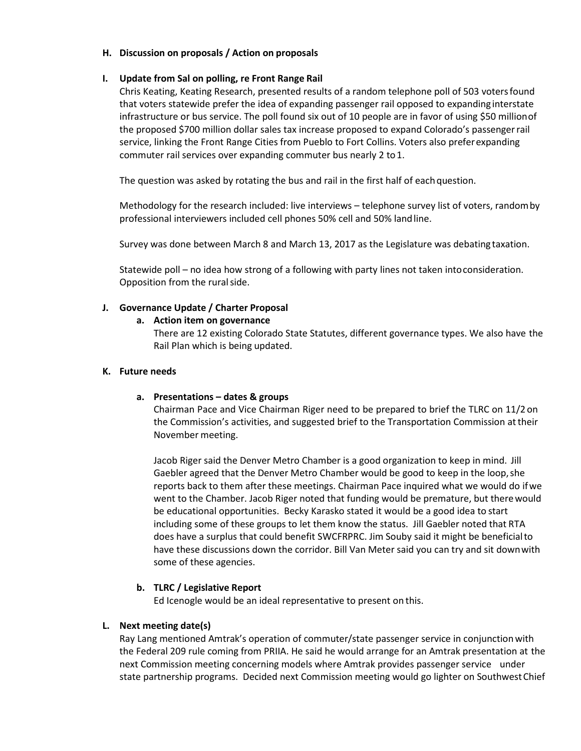**H. Discussion on proposals / Action on proposals**

**I. Update from Sal on polling, re Front Range Rail**

Chris Keating, Keating Research, presented results of a random telephone poll of 503 voters found that voters statewide prefer the idea of expanding passenger rail opposed to expanding interstate infrastructure or bus service. The poll found six out of 10 people are in favor of using $50 million of the proposed $700 million dollar sales tax increase proposed to expand Colorado's passenger rail service, linking the Front Range Cities from Pueblo to Fort Collins. Voters also prefer expanding commuter rail services over expanding commuter bus nearly 2 to 1.

The question was asked by rotating the bus and rail in the first half of each question.

Methodology for the research included: live interviews – telephone survey list of voters, random by professional interviewers included cell phones 50% cell and 50% land line.

Survey was done between March 8 and March 13, 2017 as the Legislature was debating taxation.

Statewide poll – no idea how strong of a following with party lines not taken into consideration. Opposition from the rural side.

**J. Governance Update / Charter Proposal**

**a. Action item on governance**

There are 12 existing Colorado State Statutes, different governance types. We also have the Rail Plan which is being updated.

**K. Future needs**

**a. Presentations – dates & groups**

Chairman Pace and Vice Chairman Riger need to be prepared to brief the TLRC on 11/2 on the Commission's activities, and suggested brief to the Transportation Commission at their November meeting.

Jacob Riger said the Denver Metro Chamber is a good organization to keep in mind. Jill Gaebler agreed that the Denver Metro Chamber would be good to keep in the loop, she reports back to them after these meetings. Chairman Pace inquired what we would do if we went to the Chamber. Jacob Riger noted that funding would be premature, but there would be educational opportunities. Becky Karasko stated it would be a good idea to start including some of these groups to let them know the status. Jill Gaebler noted that RTA does have a surplus that could benefit SWCFRPRC. Jim Souby said it might be beneficial to have these discussions down the corridor. Bill Van Meter said you can try and sit down with some of these agencies.

**b. TLRC / Legislative Report**

Ed Icenogle would be an ideal representative to present on this.

**L. Next meeting date(s)**

Ray Lang mentioned Amtrak's operation of commuter/state passenger service in conjunction with the Federal 209 rule coming from PRIIA. He said he would arrange for an Amtrak presentation at the next Commission meeting concerning models where Amtrak provides passenger service under state partnership programs. Decided next Commission meeting would go lighter on Southwest Chief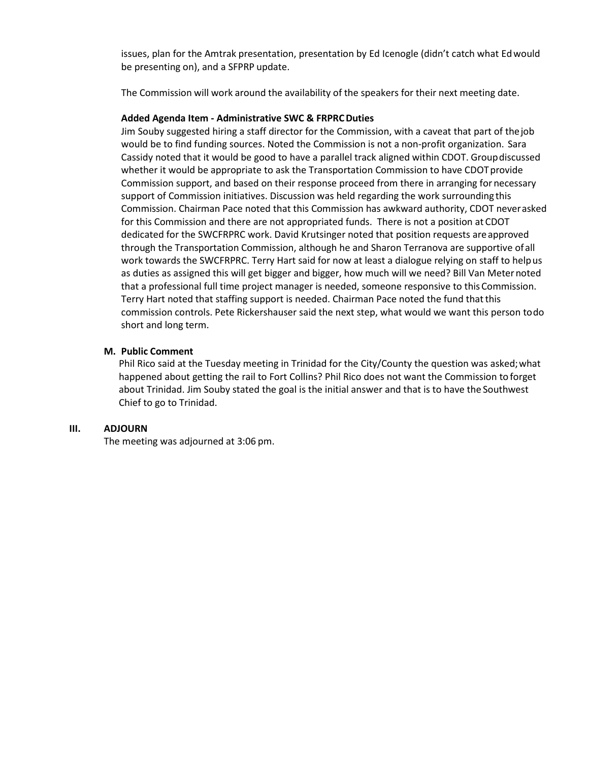issues, plan for the Amtrak presentation, presentation by Ed Icenogle (didn't catch what Ed would be presenting on), and a SFPRP update.

The Commission will work around the availability of the speakers for their next meeting date.

**Added Agenda Item - Administrative SWC & FRPRC Duties**

Jim Souby suggested hiring a staff director for the Commission, with a caveat that part of the job would be to find funding sources. Noted the Commission is not a non-profit organization. Sara Cassidy noted that it would be good to have a parallel track aligned within CDOT. Group discussed whether it would be appropriate to ask the Transportation Commission to have CDOT provide Commission support, and based on their response proceed from there in arranging for necessary support of Commission initiatives. Discussion was held regarding the work surrounding this Commission. Chairman Pace noted that this Commission has awkward authority, CDOT never asked for this Commission and there are not appropriated funds. There is not a position at CDOT dedicated for the SWCFRPRC work. David Krutsinger noted that position requests are approved through the Transportation Commission, although he and Sharon Terranova are supportive of all work towards the SWCFRPRC. Terry Hart said for now at least a dialogue relying on staff to help us as duties as assigned this will get bigger and bigger, how much will we need? Bill Van Meter noted that a professional full time project manager is needed, someone responsive to this Commission. Terry Hart noted that staffing support is needed. Chairman Pace noted the fund that this commission controls. Pete Rickershauser said the next step, what would we want this person to do short and long term.

**M. Public Comment**

Phil Rico said at the Tuesday meeting in Trinidad for the City/County the question was asked; what happened about getting the rail to Fort Collins? Phil Rico does not want the Commission to forget about Trinidad. Jim Souby stated the goal is the initial answer and that is to have the Southwest Chief to go to Trinidad.

## III. ADJOURN

The meeting was adjourned at 3:06 pm.